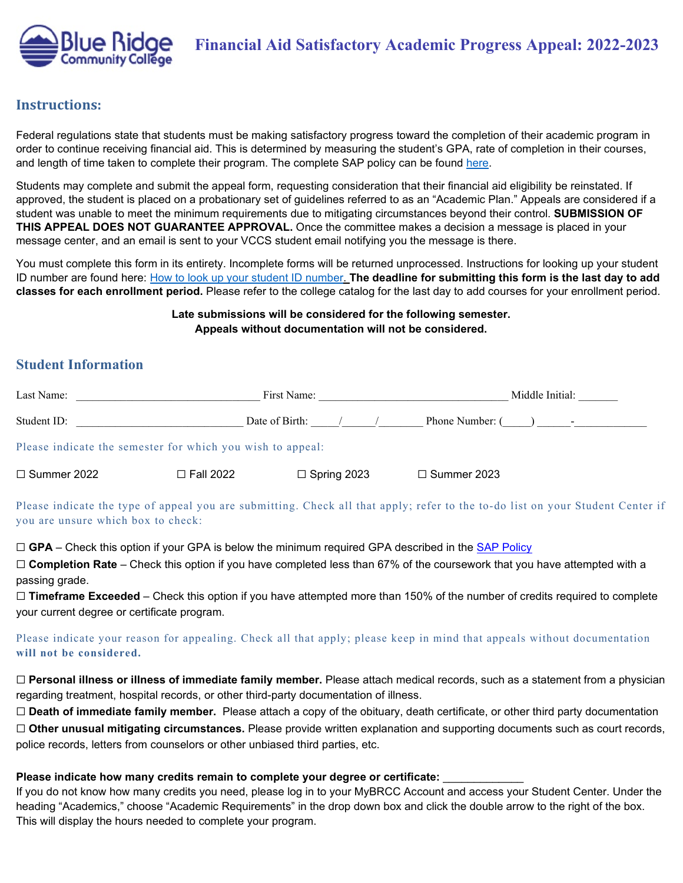# Financial Aid Satisfactory Academic Progress Appeal: 2022-2023

## Instructions:

Federal regulations state that students must be making satisfactory progress toward the completion of their academic program in order to continue receiving financial aid. This is determined by measuring the student's GPA, rate of completion in their courses, and length of time taken to complete their program. The complete SAP policy can be found here.

Students may complete and submit the appeal form, requesting consideration that their financial aid eligibility be reinstated. If approved, the student is placed on a probationary set of guidelines referred to as an "Academic Plan." Appeals are considered if a student was unable to meet the minimum requirements due to mitigating circumstances beyond their control. **SUBMISSION OF THIS APPEAL DOES NOT GUARANTEE APPROVAL.** Once the committee makes a decision a message is placed in your message center, and an email is sent to your VCCS student email notifying you the message is there.

You must complete this form in its entirety. Incomplete forms will be returned unprocessed. Instructions for looking up your student ID number are found here: How to look up your student ID number. **The deadline for submitting this form is the last day to add classes for each enrollment period.** Please refer to the college catalog for the last day to add courses for your enrollment period.

**Late submissions will be considered for the following semester.**
**Appeals without documentation will not be considered.**

## Student Information

Last Name: ______________________________ First Name: ______________________________ Middle Initial: _______

Student ID: ____________________________ Date of Birth: _____/_____/_______ Phone Number: (_____) ______-____________

Please indicate the semester for which you wish to appeal:

☐ Summer 2022 ☐ Fall 2022 ☐ Spring 2023 ☐ Summer 2023

Please indicate the type of appeal you are submitting. Check all that apply; refer to the to-do list on your Student Center if you are unsure which box to check:

☐ **GPA** – Check this option if your GPA is below the minimum required GPA described in the SAP Policy
☐ **Completion Rate** – Check this option if you have completed less than 67% of the coursework that you have attempted with a passing grade.
☐ **Timeframe Exceeded** – Check this option if you have attempted more than 150% of the number of credits required to complete your current degree or certificate program.

Please indicate your reason for appealing. Check all that apply; please keep in mind that appeals without documentation **will not be considered.**

☐ **Personal illness or illness of immediate family member.** Please attach medical records, such as a statement from a physician regarding treatment, hospital records, or other third-party documentation of illness.
☐ **Death of immediate family member.** Please attach a copy of the obituary, death certificate, or other third party documentation
☐ **Other unusual mitigating circumstances.** Please provide written explanation and supporting documents such as court records, police records, letters from counselors or other unbiased third parties, etc.

**Please indicate how many credits remain to complete your degree or certificate:** ____________
If you do not know how many credits you need, please log in to your MyBRCC Account and access your Student Center. Under the heading "Academics," choose "Academic Requirements" in the drop down box and click the double arrow to the right of the box. This will display the hours needed to complete your program.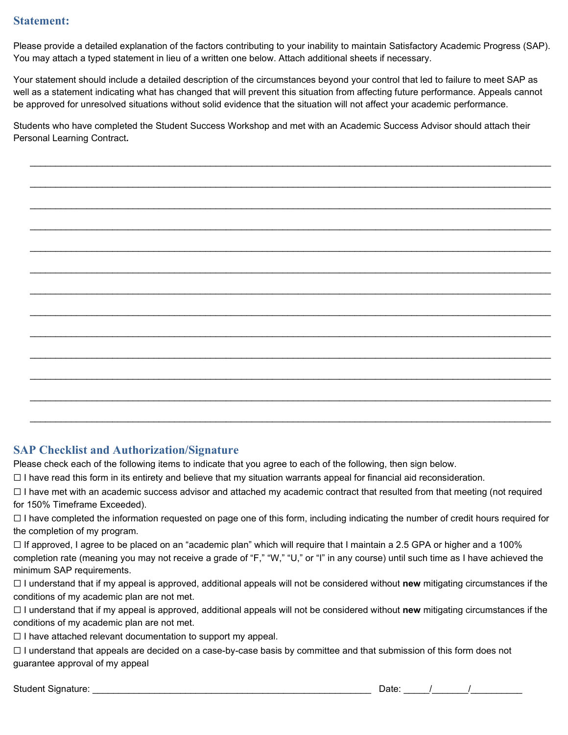## Statement:

Please provide a detailed explanation of the factors contributing to your inability to maintain Satisfactory Academic Progress (SAP). You may attach a typed statement in lieu of a written one below. Attach additional sheets if necessary.

Your statement should include a detailed description of the circumstances beyond your control that led to failure to meet SAP as well as a statement indicating what has changed that will prevent this situation from affecting future performance. Appeals cannot be approved for unresolved situations without solid evidence that the situation will not affect your academic performance.

Students who have completed the Student Success Workshop and met with an Academic Success Advisor should attach their Personal Learning Contract***.***

_______________________________________________________________________________________

_______________________________________________________________________________________

_______________________________________________________________________________________

_______________________________________________________________________________________

_______________________________________________________________________________________

_______________________________________________________________________________________

_______________________________________________________________________________________

_______________________________________________________________________________________

_______________________________________________________________________________________

_______________________________________________________________________________________

_______________________________________________________________________________________

_______________________________________________________________________________________

_______________________________________________________________________________________

## SAP Checklist and Authorization/Signature

Please check each of the following items to indicate that you agree to each of the following, then sign below.

☐ I have read this form in its entirety and believe that my situation warrants appeal for financial aid reconsideration.

☐ I have met with an academic success advisor and attached my academic contract that resulted from that meeting (not required for 150% Timeframe Exceeded).

☐ I have completed the information requested on page one of this form, including indicating the number of credit hours required for the completion of my program.

☐ If approved, I agree to be placed on an “academic plan” which will require that I maintain a 2.5 GPA or higher and a 100% completion rate (meaning you may not receive a grade of “F,” “W,” “U,” or “I” in any course) until such time as I have achieved the minimum SAP requirements.

☐ I understand that if my appeal is approved, additional appeals will not be considered without **new** mitigating circumstances if the conditions of my academic plan are not met.

☐ I understand that if my appeal is approved, additional appeals will not be considered without **new** mitigating circumstances if the conditions of my academic plan are not met.

☐ I have attached relevant documentation to support my appeal.

☐ I understand that appeals are decided on a case-by-case basis by committee and that submission of this form does not guarantee approval of my appeal

Student Signature: ________________________________________________________ Date: _____/_______/__________